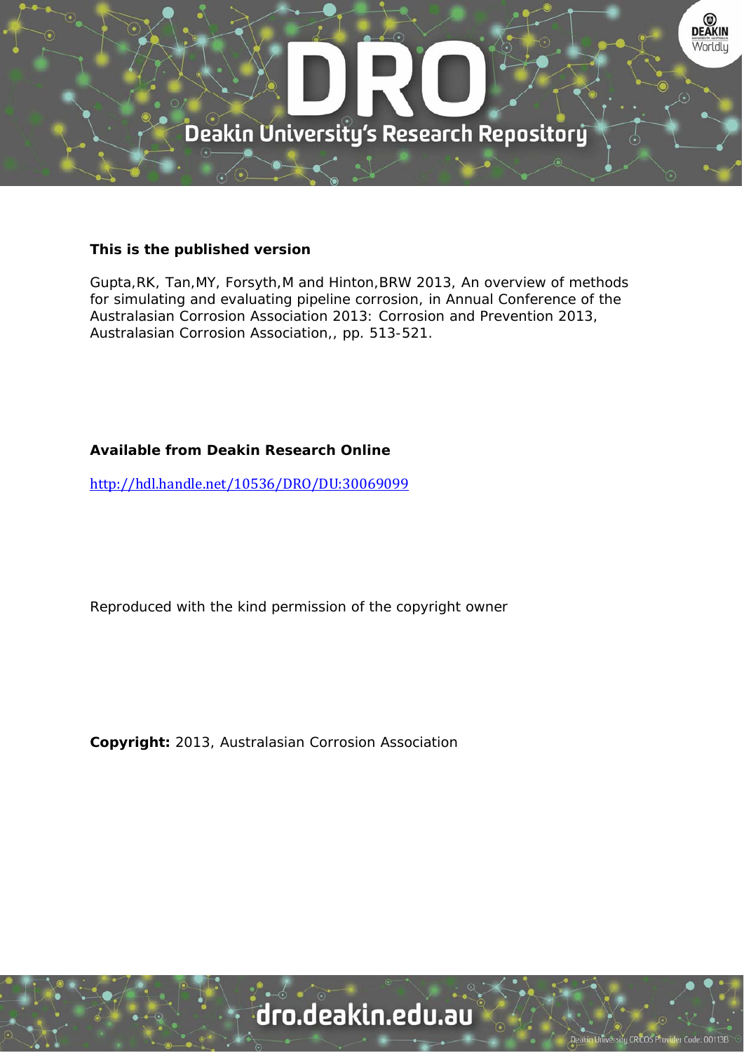**This is the published version**

Gupta,RK, Tan,MY, Forsyth,M and Hinton,BRW 2013, An overview of methods for simulating and evaluating pipeline corrosion, in Annual Conference of the Australasian Corrosion Association 2013: Corrosion and Prevention 2013, Australasian Corrosion Association,, pp. 513-521.

**Available from Deakin Research Online**

http://hdl.handle.net/10536/DRO/DU:30069099

Reproduced with the kind permission of the copyright owner

**Copyright:** 2013, Australasian Corrosion Association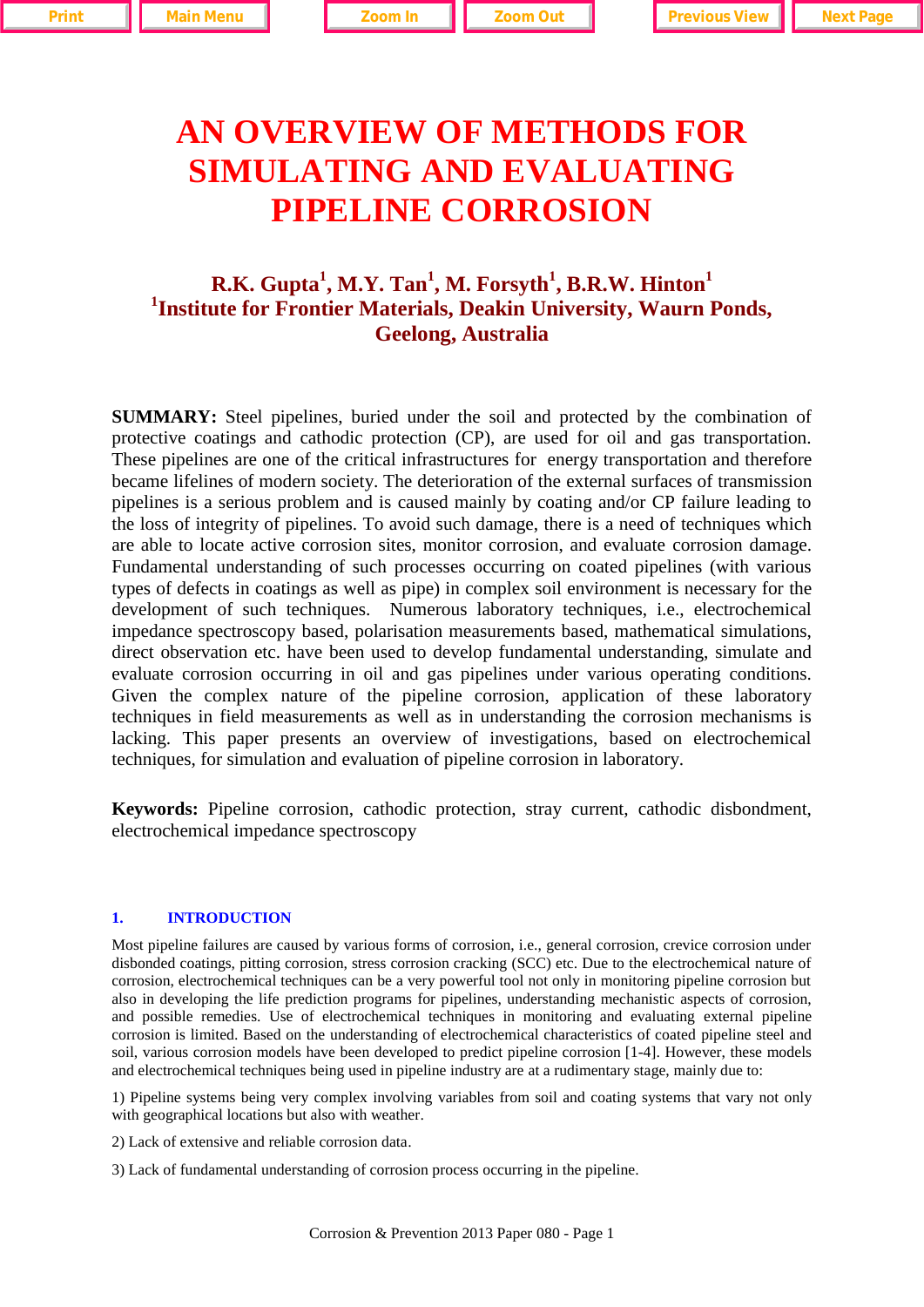# AN OVERVIEW OF METHODS FOR SIMULATING AND EVALUATING PIPELINE CORROSION

**R.K. Gupta[1], M.Y. Tan[1], M. Forsyth[1], B.R.W. Hinton[1]**
**[1]Institute for Frontier Materials, Deakin University, Waurn Ponds, Geelong, Australia**

**SUMMARY:** Steel pipelines, buried under the soil and protected by the combination of protective coatings and cathodic protection (CP), are used for oil and gas transportation. These pipelines are one of the critical infrastructures for energy transportation and therefore became lifelines of modern society. The deterioration of the external surfaces of transmission pipelines is a serious problem and is caused mainly by coating and/or CP failure leading to the loss of integrity of pipelines. To avoid such damage, there is a need of techniques which are able to locate active corrosion sites, monitor corrosion, and evaluate corrosion damage. Fundamental understanding of such processes occurring on coated pipelines (with various types of defects in coatings as well as pipe) in complex soil environment is necessary for the development of such techniques. Numerous laboratory techniques, i.e., electrochemical impedance spectroscopy based, polarisation measurements based, mathematical simulations, direct observation etc. have been used to develop fundamental understanding, simulate and evaluate corrosion occurring in oil and gas pipelines under various operating conditions. Given the complex nature of the pipeline corrosion, application of these laboratory techniques in field measurements as well as in understanding the corrosion mechanisms is lacking. This paper presents an overview of investigations, based on electrochemical techniques, for simulation and evaluation of pipeline corrosion in laboratory.

**Keywords:** Pipeline corrosion, cathodic protection, stray current, cathodic disbondment, electrochemical impedance spectroscopy

## 1. INTRODUCTION

Most pipeline failures are caused by various forms of corrosion, i.e., general corrosion, crevice corrosion under disbonded coatings, pitting corrosion, stress corrosion cracking (SCC) etc. Due to the electrochemical nature of corrosion, electrochemical techniques can be a very powerful tool not only in monitoring pipeline corrosion but also in developing the life prediction programs for pipelines, understanding mechanistic aspects of corrosion, and possible remedies. Use of electrochemical techniques in monitoring and evaluating external pipeline corrosion is limited. Based on the understanding of electrochemical characteristics of coated pipeline steel and soil, various corrosion models have been developed to predict pipeline corrosion [1-4]. However, these models and electrochemical techniques being used in pipeline industry are at a rudimentary stage, mainly due to:

1) Pipeline systems being very complex involving variables from soil and coating systems that vary not only with geographical locations but also with weather.

2) Lack of extensive and reliable corrosion data.

3) Lack of fundamental understanding of corrosion process occurring in the pipeline.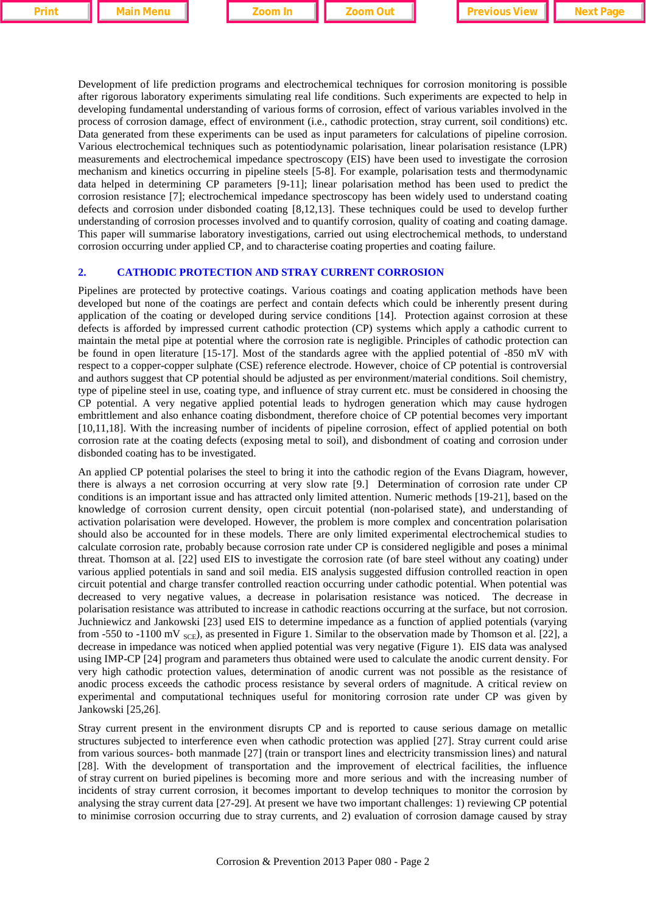Development of life prediction programs and electrochemical techniques for corrosion monitoring is possible after rigorous laboratory experiments simulating real life conditions. Such experiments are expected to help in developing fundamental understanding of various forms of corrosion, effect of various variables involved in the process of corrosion damage, effect of environment (i.e., cathodic protection, stray current, soil conditions) etc. Data generated from these experiments can be used as input parameters for calculations of pipeline corrosion. Various electrochemical techniques such as potentiodynamic polarisation, linear polarisation resistance (LPR) measurements and electrochemical impedance spectroscopy (EIS) have been used to investigate the corrosion mechanism and kinetics occurring in pipeline steels [5-8]. For example, polarisation tests and thermodynamic data helped in determining CP parameters [9-11]; linear polarisation method has been used to predict the corrosion resistance [7]; electrochemical impedance spectroscopy has been widely used to understand coating defects and corrosion under disbonded coating [8,12,13]. These techniques could be used to develop further understanding of corrosion processes involved and to quantify corrosion, quality of coating and coating damage. This paper will summarise laboratory investigations, carried out using electrochemical methods, to understand corrosion occurring under applied CP, and to characterise coating properties and coating failure.

## 2. CATHODIC PROTECTION AND STRAY CURRENT CORROSION

Pipelines are protected by protective coatings. Various coatings and coating application methods have been developed but none of the coatings are perfect and contain defects which could be inherently present during application of the coating or developed during service conditions [14]. Protection against corrosion at these defects is afforded by impressed current cathodic protection (CP) systems which apply a cathodic current to maintain the metal pipe at potential where the corrosion rate is negligible. Principles of cathodic protection can be found in open literature [15-17]. Most of the standards agree with the applied potential of -850 mV with respect to a copper-copper sulphate (CSE) reference electrode. However, choice of CP potential is controversial and authors suggest that CP potential should be adjusted as per environment/material conditions. Soil chemistry, type of pipeline steel in use, coating type, and influence of stray current etc. must be considered in choosing the CP potential. A very negative applied potential leads to hydrogen generation which may cause hydrogen embrittlement and also enhance coating disbondment, therefore choice of CP potential becomes very important [10,11,18]. With the increasing number of incidents of pipeline corrosion, effect of applied potential on both corrosion rate at the coating defects (exposing metal to soil), and disbondment of coating and corrosion under disbonded coating has to be investigated.

An applied CP potential polarises the steel to bring it into the cathodic region of the Evans Diagram, however, there is always a net corrosion occurring at very slow rate [9.] Determination of corrosion rate under CP conditions is an important issue and has attracted only limited attention. Numeric methods [19-21], based on the knowledge of corrosion current density, open circuit potential (non-polarised state), and understanding of activation polarisation were developed. However, the problem is more complex and concentration polarisation should also be accounted for in these models. There are only limited experimental electrochemical studies to calculate corrosion rate, probably because corrosion rate under CP is considered negligible and poses a minimal threat. Thomson at al. [22] used EIS to investigate the corrosion rate (of bare steel without any coating) under various applied potentials in sand and soil media. EIS analysis suggested diffusion controlled reaction in open circuit potential and charge transfer controlled reaction occurring under cathodic potential. When potential was decreased to very negative values, a decrease in polarisation resistance was noticed. The decrease in polarisation resistance was attributed to increase in cathodic reactions occurring at the surface, but not corrosion. Juchniewicz and Jankowski [23] used EIS to determine impedance as a function of applied potentials (varying from -550 to -1100 mV $_{SCE}$), as presented in Figure 1. Similar to the observation made by Thomson et al. [22], a decrease in impedance was noticed when applied potential was very negative (Figure 1). EIS data was analysed using IMP-CP [24] program and parameters thus obtained were used to calculate the anodic current density. For very high cathodic protection values, determination of anodic current was not possible as the resistance of anodic process exceeds the cathodic process resistance by several orders of magnitude. A critical review on experimental and computational techniques useful for monitoring corrosion rate under CP was given by Jankowski [25,26].

Stray current present in the environment disrupts CP and is reported to cause serious damage on metallic structures subjected to interference even when cathodic protection was applied [27]. Stray current could arise from various sources- both manmade [27] (train or transport lines and electricity transmission lines) and natural [28]. With the development of transportation and the improvement of electrical facilities, the influence of stray current on buried pipelines is becoming more and more serious and with the increasing number of incidents of stray current corrosion, it becomes important to develop techniques to monitor the corrosion by analysing the stray current data [27-29]. At present we have two important challenges: 1) reviewing CP potential to minimise corrosion occurring due to stray currents, and 2) evaluation of corrosion damage caused by stray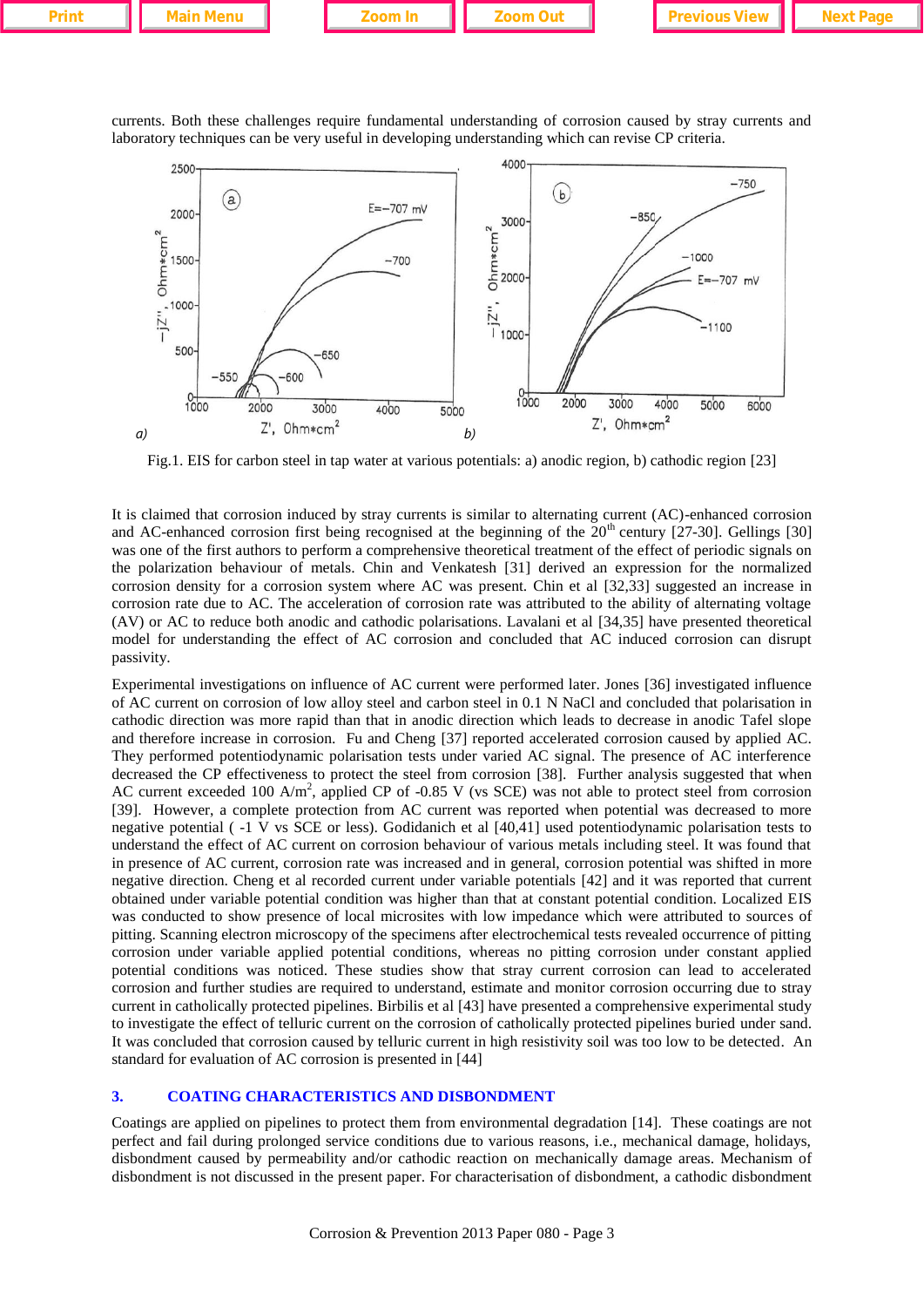currents. Both these challenges require fundamental understanding of corrosion caused by stray currents and laboratory techniques can be very useful in developing understanding which can revise CP criteria.

Fig.1. EIS for carbon steel in tap water at various potentials: a) anodic region, b) cathodic region [23]

It is claimed that corrosion induced by stray currents is similar to alternating current (AC)-enhanced corrosion and AC-enhanced corrosion first being recognised at the beginning of the 20[th] century [27-30]. Gellings [30] was one of the first authors to perform a comprehensive theoretical treatment of the effect of periodic signals on the polarization behaviour of metals. Chin and Venkatesh [31] derived an expression for the normalized corrosion density for a corrosion system where AC was present. Chin et al [32,33] suggested an increase in corrosion rate due to AC. The acceleration of corrosion rate was attributed to the ability of alternating voltage (AV) or AC to reduce both anodic and cathodic polarisations. Lavalani et al [34,35] have presented theoretical model for understanding the effect of AC corrosion and concluded that AC induced corrosion can disrupt passivity.

Experimental investigations on influence of AC current were performed later. Jones [36] investigated influence of AC current on corrosion of low alloy steel and carbon steel in 0.1 N NaCl and concluded that polarisation in cathodic direction was more rapid than that in anodic direction which leads to decrease in anodic Tafel slope and therefore increase in corrosion. Fu and Cheng [37] reported accelerated corrosion caused by applied AC. They performed potentiodynamic polarisation tests under varied AC signal. The presence of AC interference decreased the CP effectiveness to protect the steel from corrosion [38]. Further analysis suggested that when AC current exceeded 100 A/m$^2$, applied CP of -0.85 V (vs SCE) was not able to protect steel from corrosion [39]. However, a complete protection from AC current was reported when potential was decreased to more negative potential ( -1 V vs SCE or less). Godidanich et al [40,41] used potentiodynamic polarisation tests to understand the effect of AC current on corrosion behaviour of various metals including steel. It was found that in presence of AC current, corrosion rate was increased and in general, corrosion potential was shifted in more negative direction. Cheng et al recorded current under variable potentials [42] and it was reported that current obtained under variable potential condition was higher than that at constant potential condition. Localized EIS was conducted to show presence of local microsites with low impedance which were attributed to sources of pitting. Scanning electron microscopy of the specimens after electrochemical tests revealed occurrence of pitting corrosion under variable applied potential conditions, whereas no pitting corrosion under constant applied potential conditions was noticed. These studies show that stray current corrosion can lead to accelerated corrosion and further studies are required to understand, estimate and monitor corrosion occurring due to stray current in catholically protected pipelines. Birbilis et al [43] have presented a comprehensive experimental study to investigate the effect of telluric current on the corrosion of catholically protected pipelines buried under sand. It was concluded that corrosion caused by telluric current in high resistivity soil was too low to be detected. An standard for evaluation of AC corrosion is presented in [44]

## 3. COATING CHARACTERISTICS AND DISBONDMENT

Coatings are applied on pipelines to protect them from environmental degradation [14]. These coatings are not perfect and fail during prolonged service conditions due to various reasons, i.e., mechanical damage, holidays, disbondment caused by permeability and/or cathodic reaction on mechanically damage areas. Mechanism of disbondment is not discussed in the present paper. For characterisation of disbondment, a cathodic disbondment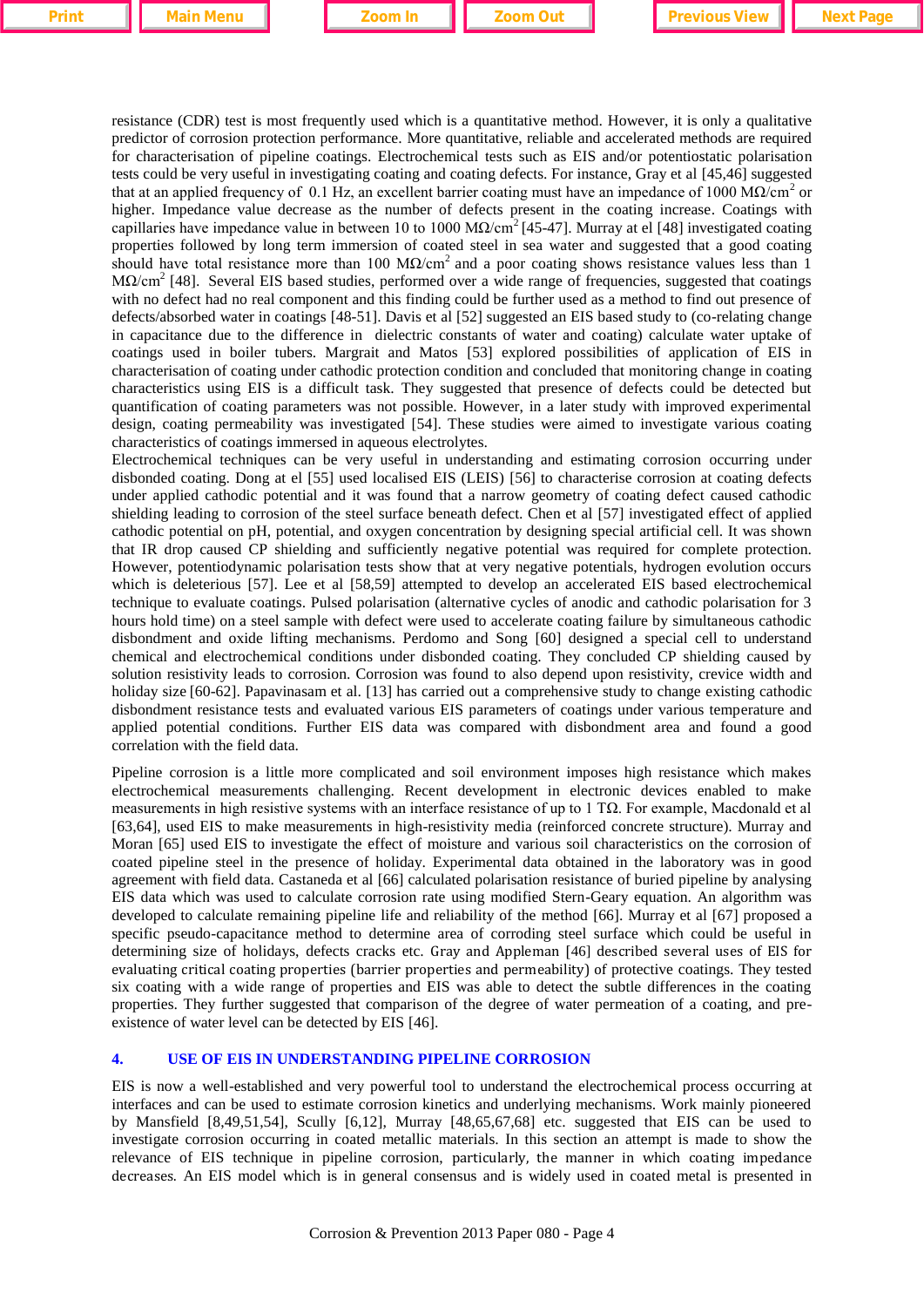resistance (CDR) test is most frequently used which is a quantitative method. However, it is only a qualitative predictor of corrosion protection performance. More quantitative, reliable and accelerated methods are required for characterisation of pipeline coatings. Electrochemical tests such as EIS and/or potentiostatic polarisation tests could be very useful in investigating coating and coating defects. For instance, Gray et al [45,46] suggested that at an applied frequency of 0.1 Hz, an excellent barrier coating must have an impedance of 1000 MΩ/cm$^2$ or higher. Impedance value decrease as the number of defects present in the coating increase. Coatings with capillaries have impedance value in between 10 to 1000 MΩ/cm$^2$ [45-47]. Murray at el [48] investigated coating properties followed by long term immersion of coated steel in sea water and suggested that a good coating should have total resistance more than 100 MΩ/cm$^2$ and a poor coating shows resistance values less than 1 MΩ/cm$^2$ [48]. Several EIS based studies, performed over a wide range of frequencies, suggested that coatings with no defect had no real component and this finding could be further used as a method to find out presence of defects/absorbed water in coatings [48-51]. Davis et al [52] suggested an EIS based study to (co-relating change in capacitance due to the difference in dielectric constants of water and coating) calculate water uptake of coatings used in boiler tubers. Margrait and Matos [53] explored possibilities of application of EIS in characterisation of coating under cathodic protection condition and concluded that monitoring change in coating characteristics using EIS is a difficult task. They suggested that presence of defects could be detected but quantification of coating parameters was not possible. However, in a later study with improved experimental design, coating permeability was investigated [54]. These studies were aimed to investigate various coating characteristics of coatings immersed in aqueous electrolytes.

Electrochemical techniques can be very useful in understanding and estimating corrosion occurring under disbonded coating. Dong at el [55] used localised EIS (LEIS) [56] to characterise corrosion at coating defects under applied cathodic potential and it was found that a narrow geometry of coating defect caused cathodic shielding leading to corrosion of the steel surface beneath defect. Chen et al [57] investigated effect of applied cathodic potential on pH, potential, and oxygen concentration by designing special artificial cell. It was shown that IR drop caused CP shielding and sufficiently negative potential was required for complete protection. However, potentiodynamic polarisation tests show that at very negative potentials, hydrogen evolution occurs which is deleterious [57]. Lee et al [58,59] attempted to develop an accelerated EIS based electrochemical technique to evaluate coatings. Pulsed polarisation (alternative cycles of anodic and cathodic polarisation for 3 hours hold time) on a steel sample with defect were used to accelerate coating failure by simultaneous cathodic disbondment and oxide lifting mechanisms. Perdomo and Song [60] designed a special cell to understand chemical and electrochemical conditions under disbonded coating. They concluded CP shielding caused by solution resistivity leads to corrosion. Corrosion was found to also depend upon resistivity, crevice width and holiday size [60-62]. Papavinasam et al. [13] has carried out a comprehensive study to change existing cathodic disbondment resistance tests and evaluated various EIS parameters of coatings under various temperature and applied potential conditions. Further EIS data was compared with disbondment area and found a good correlation with the field data.

Pipeline corrosion is a little more complicated and soil environment imposes high resistance which makes electrochemical measurements challenging. Recent development in electronic devices enabled to make measurements in high resistive systems with an interface resistance of up to 1 TΩ. For example, Macdonald et al [63,64], used EIS to make measurements in high-resistivity media (reinforced concrete structure). Murray and Moran [65] used EIS to investigate the effect of moisture and various soil characteristics on the corrosion of coated pipeline steel in the presence of holiday. Experimental data obtained in the laboratory was in good agreement with field data. Castaneda et al [66] calculated polarisation resistance of buried pipeline by analysing EIS data which was used to calculate corrosion rate using modified Stern-Geary equation. An algorithm was developed to calculate remaining pipeline life and reliability of the method [66]. Murray et al [67] proposed a specific pseudo-capacitance method to determine area of corroding steel surface which could be useful in determining size of holidays, defects cracks etc. Gray and Appleman [46] described several uses of EIS for evaluating critical coating properties (barrier properties and permeability) of protective coatings. They tested six coating with a wide range of properties and EIS was able to detect the subtle differences in the coating properties. They further suggested that comparison of the degree of water permeation of a coating, and pre-existence of water level can be detected by EIS [46].

## 4. USE OF EIS IN UNDERSTANDING PIPELINE CORROSION

EIS is now a well-established and very powerful tool to understand the electrochemical process occurring at interfaces and can be used to estimate corrosion kinetics and underlying mechanisms. Work mainly pioneered by Mansfield [8,49,51,54], Scully [6,12], Murray [48,65,67,68] etc. suggested that EIS can be used to investigate corrosion occurring in coated metallic materials. In this section an attempt is made to show the relevance of EIS technique in pipeline corrosion, particularly, the manner in which coating impedance decreases. An EIS model which is in general consensus and is widely used in coated metal is presented in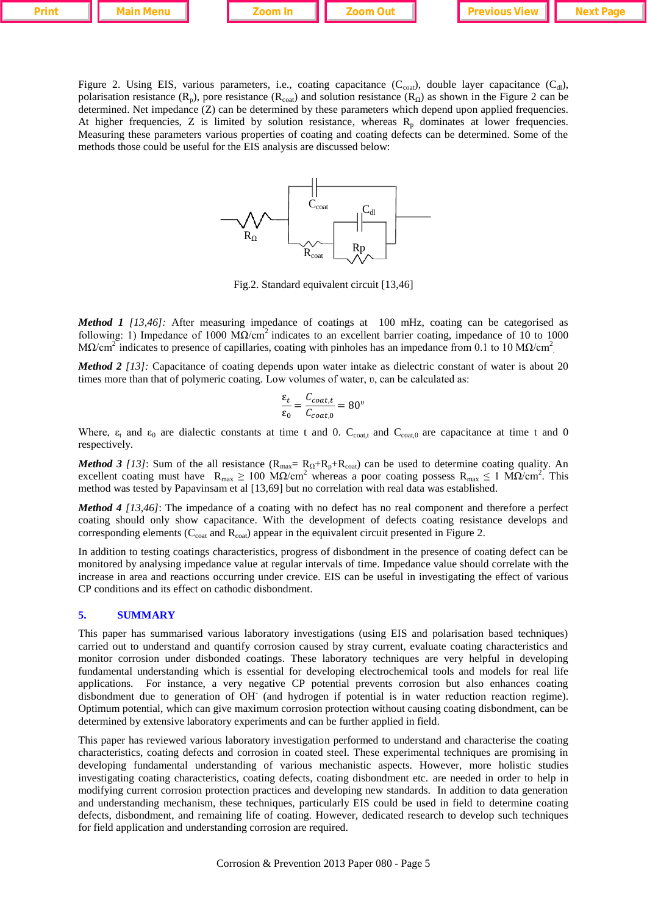Figure 2. Using EIS, various parameters, i.e., coating capacitance ($C_{coat}$), double layer capacitance ($C_{dl}$), polarisation resistance ($R_p$), pore resistance ($R_{coat}$) and solution resistance ($R_\Omega$) as shown in the Figure 2 can be determined. Net impedance (Z) can be determined by these parameters which depend upon applied frequencies. At higher frequencies, Z is limited by solution resistance, whereas $R_p$ dominates at lower frequencies. Measuring these parameters various properties of coating and coating defects can be determined. Some of the methods those could be useful for the EIS analysis are discussed below:

Fig.2. Standard equivalent circuit [13,46]

***Method 1*** *[13,46]:* After measuring impedance of coatings at 100 mHz, coating can be categorised as following: 1) Impedance of 1000 MΩ/cm$^2$ indicates to an excellent barrier coating, impedance of 10 to 1000 MΩ/cm$^2$ indicates to presence of capillaries, coating with pinholes has an impedance from 0.1 to 10 MΩ/cm$^2$.

***Method 2*** *[13]:* Capacitance of coating depends upon water intake as dielectric constant of water is about 20 times more than that of polymeric coating. Low volumes of water, υ, can be calculated as:

$$\frac{\varepsilon_t}{\varepsilon_0} = \frac{C_{coat,t}}{C_{coat,0}} = 80^{\upsilon}$$

Where, $\varepsilon_t$ and $\varepsilon_0$ are dialectic constants at time t and 0. $C_{coat,t}$ and $C_{coat,0}$ are capacitance at time t and 0 respectively.

***Method 3*** *[13]*: Sum of the all resistance ($R_{max}$= $R_\Omega$+$R_p$+$R_{coat}$) can be used to determine coating quality. An excellent coating must have $R_{max} \geq 100$ MΩ/cm$^2$ whereas a poor coating possess $R_{max} \leq 1$ MΩ/cm$^2$. This method was tested by Papavinsam et al [13,69] but no correlation with real data was established.

***Method 4*** *[13,46]*: The impedance of a coating with no defect has no real component and therefore a perfect coating should only show capacitance. With the development of defects coating resistance develops and corresponding elements ($C_{coat}$ and $R_{coat}$) appear in the equivalent circuit presented in Figure 2.

In addition to testing coatings characteristics, progress of disbondment in the presence of coating defect can be monitored by analysing impedance value at regular intervals of time. Impedance value should correlate with the increase in area and reactions occurring under crevice. EIS can be useful in investigating the effect of various CP conditions and its effect on cathodic disbondment.

## 5. SUMMARY

This paper has summarised various laboratory investigations (using EIS and polarisation based techniques) carried out to understand and quantify corrosion caused by stray current, evaluate coating characteristics and monitor corrosion under disbonded coatings. These laboratory techniques are very helpful in developing fundamental understanding which is essential for developing electrochemical tools and models for real life applications. For instance, a very negative CP potential prevents corrosion but also enhances coating disbondment due to generation of $OH^-$ (and hydrogen if potential is in water reduction reaction regime). Optimum potential, which can give maximum corrosion protection without causing coating disbondment, can be determined by extensive laboratory experiments and can be further applied in field.

This paper has reviewed various laboratory investigation performed to understand and characterise the coating characteristics, coating defects and corrosion in coated steel. These experimental techniques are promising in developing fundamental understanding of various mechanistic aspects. However, more holistic studies investigating coating characteristics, coating defects, coating disbondment etc. are needed in order to help in modifying current corrosion protection practices and developing new standards. In addition to data generation and understanding mechanism, these techniques, particularly EIS could be used in field to determine coating defects, disbondment, and remaining life of coating. However, dedicated research to develop such techniques for field application and understanding corrosion are required.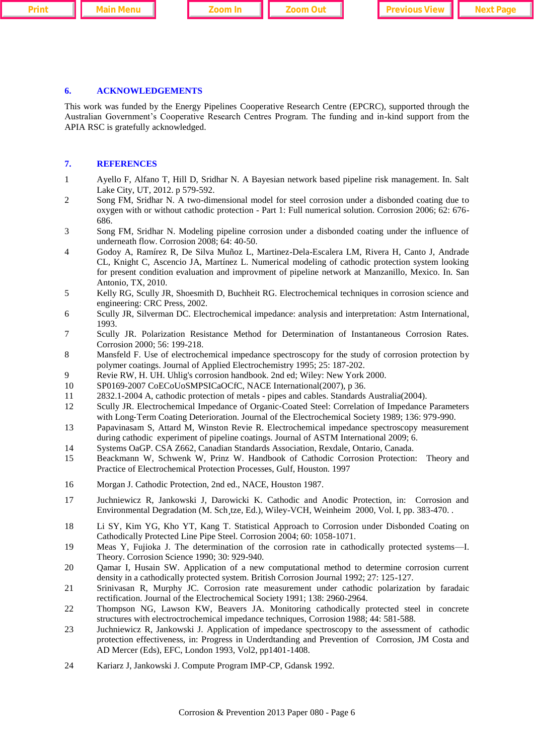## 6. ACKNOWLEDGEMENTS

This work was funded by the Energy Pipelines Cooperative Research Centre (EPCRC), supported through the Australian Government's Cooperative Research Centres Program. The funding and in-kind support from the APIA RSC is gratefully acknowledged.

## 7. REFERENCES

1. Ayello F, Alfano T, Hill D, Sridhar N. A Bayesian network based pipeline risk management. In. Salt Lake City, UT, 2012. p 579-592.
2. Song FM, Sridhar N. A two-dimensional model for steel corrosion under a disbonded coating due to oxygen with or without cathodic protection - Part 1: Full numerical solution. Corrosion 2006; 62: 676-686.
3. Song FM, Sridhar N. Modeling pipeline corrosion under a disbonded coating under the influence of underneath flow. Corrosion 2008; 64: 40-50.
4. Godoy A, Ramírez R, De Silva Muñoz L, Martinez-Dela-Escalera LM, Rivera H, Canto J, Andrade CL, Knight C, Ascencio JA, Martínez L. Numerical modeling of cathodic protection system looking for present condition evaluation and improvment of pipeline network at Manzanillo, Mexico. In. San Antonio, TX, 2010.
5. Kelly RG, Scully JR, Shoesmith D, Buchheit RG. Electrochemical techniques in corrosion science and engineering: CRC Press, 2002.
6. Scully JR, Silverman DC. Electrochemical impedance: analysis and interpretation: Astm International, 1993.
7. Scully JR. Polarization Resistance Method for Determination of Instantaneous Corrosion Rates. Corrosion 2000; 56: 199-218.
8. Mansfeld F. Use of electrochemical impedance spectroscopy for the study of corrosion protection by polymer coatings. Journal of Applied Electrochemistry 1995; 25: 187-202.
9. Revie RW, H. UH. Uhlig's corrosion handbook. 2nd ed; Wiley: New York 2000.
10. SP0169-2007 CoECoUoSMPSICaOCfC, NACE International(2007), p 36.
11. 2832.1-2004 A, cathodic protection of metals - pipes and cables. Standards Australia(2004).
12. Scully JR. Electrochemical Impedance of Organic-Coated Steel: Correlation of Impedance Parameters with Long-Term Coating Deterioration. Journal of the Electrochemical Society 1989; 136: 979-990.
13. Papavinasam S, Attard M, Winston Revie R. Electrochemical impedance spectroscopy measurement during cathodic experiment of pipeline coatings. Journal of ASTM International 2009; 6.
14. Systems OaGP. CSA Z662, Canadian Standards Association, Rexdale, Ontario, Canada.
15. Beackmann W, Schwenk W, Prinz W. Handbook of Cathodic Corrosion Protection: Theory and Practice of Electrochemical Protection Processes, Gulf, Houston. 1997
16. Morgan J. Cathodic Protection, 2nd ed., NACE, Houston 1987.
17. Juchniewicz R, Jankowski J, Darowicki K. Cathodic and Anodic Protection, in: Corrosion and Environmental Degradation (M. Sch¸tze, Ed.), Wiley-VCH, Weinheim 2000, Vol. I, pp. 383-470. .
18. Li SY, Kim YG, Kho YT, Kang T. Statistical Approach to Corrosion under Disbonded Coating on Cathodically Protected Line Pipe Steel. Corrosion 2004; 60: 1058-1071.
19. Meas Y, Fujioka J. The determination of the corrosion rate in cathodically protected systems—I. Theory. Corrosion Science 1990; 30: 929-940.
20. Qamar I, Husain SW. Application of a new computational method to determine corrosion current density in a cathodically protected system. British Corrosion Journal 1992; 27: 125-127.
21. Srinivasan R, Murphy JC. Corrosion rate measurement under cathodic polarization by faradaic rectification. Journal of the Electrochemical Society 1991; 138: 2960-2964.
22. Thompson NG, Lawson KW, Beavers JA. Monitoring cathodically protected steel in concrete structures with electroctrochemical impedance techniques, Corrosion 1988; 44: 581-588.
23. Juchniewicz R, Jankowski J. Application of impedance spectroscopy to the assessment of cathodic protection effectiveness, in: Progress in Underdtanding and Prevention of Corrosion, JM Costa and AD Mercer (Eds), EFC, London 1993, Vol2, pp1401-1408.
24. Kariarz J, Jankowski J. Compute Program IMP-CP, Gdansk 1992.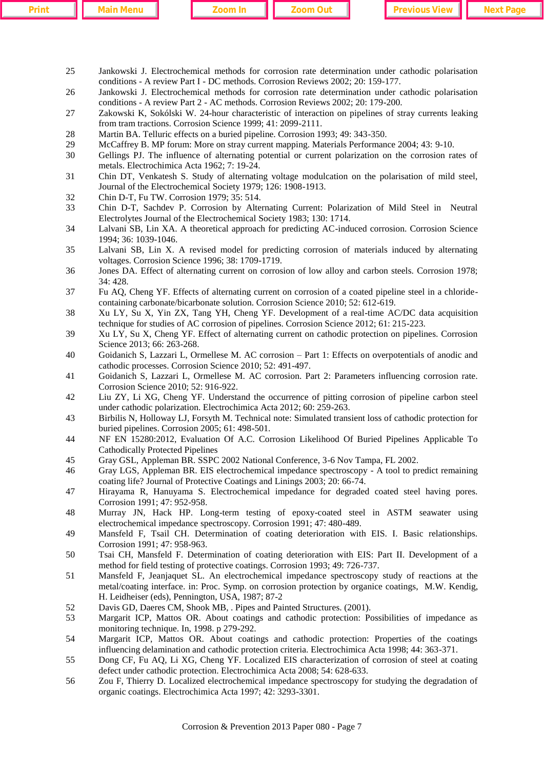25 Jankowski J. Electrochemical methods for corrosion rate determination under cathodic polarisation conditions - A review Part I - DC methods. Corrosion Reviews 2002; 20: 159-177.

26 Jankowski J. Electrochemical methods for corrosion rate determination under cathodic polarisation conditions - A review Part 2 - AC methods. Corrosion Reviews 2002; 20: 179-200.

27 Zakowski K, Sokólski W. 24-hour characteristic of interaction on pipelines of stray currents leaking from tram tractions. Corrosion Science 1999; 41: 2099-2111.

28 Martin BA. Telluric effects on a buried pipeline. Corrosion 1993; 49: 343-350.

29 McCaffrey B. MP forum: More on stray current mapping. Materials Performance 2004; 43: 9-10.

30 Gellings PJ. The influence of alternating potential or current polarization on the corrosion rates of metals. Electrochimica Acta 1962; 7: 19-24.

31 Chin DT, Venkatesh S. Study of alternating voltage modulcation on the polarisation of mild steel, Journal of the Electrochemical Society 1979; 126: 1908-1913.

32 Chin D-T, Fu TW. Corrosion 1979; 35: 514.

33 Chin D-T, Sachdev P. Corrosion by Alternating Current: Polarization of Mild Steel in Neutral Electrolytes Journal of the Electrochemical Society 1983; 130: 1714.

34 Lalvani SB, Lin XA. A theoretical approach for predicting AC-induced corrosion. Corrosion Science 1994; 36: 1039-1046.

35 Lalvani SB, Lin X. A revised model for predicting corrosion of materials induced by alternating voltages. Corrosion Science 1996; 38: 1709-1719.

36 Jones DA. Effect of alternating current on corrosion of low alloy and carbon steels. Corrosion 1978; 34: 428.

37 Fu AQ, Cheng YF. Effects of alternating current on corrosion of a coated pipeline steel in a chloride-containing carbonate/bicarbonate solution. Corrosion Science 2010; 52: 612-619.

38 Xu LY, Su X, Yin ZX, Tang YH, Cheng YF. Development of a real-time AC/DC data acquisition technique for studies of AC corrosion of pipelines. Corrosion Science 2012; 61: 215-223.

39 Xu LY, Su X, Cheng YF. Effect of alternating current on cathodic protection on pipelines. Corrosion Science 2013; 66: 263-268.

40 Goidanich S, Lazzari L, Ormellese M. AC corrosion – Part 1: Effects on overpotentials of anodic and cathodic processes. Corrosion Science 2010; 52: 491-497.

41 Goidanich S, Lazzari L, Ormellese M. AC corrosion. Part 2: Parameters influencing corrosion rate. Corrosion Science 2010; 52: 916-922.

42 Liu ZY, Li XG, Cheng YF. Understand the occurrence of pitting corrosion of pipeline carbon steel under cathodic polarization. Electrochimica Acta 2012; 60: 259-263.

43 Birbilis N, Holloway LJ, Forsyth M. Technical note: Simulated transient loss of cathodic protection for buried pipelines. Corrosion 2005; 61: 498-501.

44 NF EN 15280:2012, Evaluation Of A.C. Corrosion Likelihood Of Buried Pipelines Applicable To Cathodically Protected Pipelines

45 Gray GSL, Appleman BR. SSPC 2002 National Conference, 3-6 Nov Tampa, FL 2002.

46 Gray LGS, Appleman BR. EIS electrochemical impedance spectroscopy - A tool to predict remaining coating life? Journal of Protective Coatings and Linings 2003; 20: 66-74.

47 Hirayama R, Hanuyama S. Electrochemical impedance for degraded coated steel having pores. Corrosion 1991; 47: 952-958.

48 Murray JN, Hack HP. Long-term testing of epoxy-coated steel in ASTM seawater using electrochemical impedance spectroscopy. Corrosion 1991; 47: 480-489.

49 Mansfeld F, Tsail CH. Determination of coating deterioration with EIS. I. Basic relationships. Corrosion 1991; 47: 958-963.

50 Tsai CH, Mansfeld F. Determination of coating deterioration with EIS: Part II. Development of a method for field testing of protective coatings. Corrosion 1993; 49: 726-737.

51 Mansfeld F, Jeanjaquet SL. An electrochemical impedance spectroscopy study of reactions at the metal/coating interface. in: Proc. Symp. on corrosion protection by organice coatings, M.W. Kendig, H. Leidheiser (eds), Pennington, USA, 1987; 87-2

52 Davis GD, Daeres CM, Shook MB, . Pipes and Painted Structures. (2001).

53 Margarit ICP, Mattos OR. About coatings and cathodic protection: Possibilities of impedance as monitoring technique. In, 1998. p 279-292.

54 Margarit ICP, Mattos OR. About coatings and cathodic protection: Properties of the coatings influencing delamination and cathodic protection criteria. Electrochimica Acta 1998; 44: 363-371.

55 Dong CF, Fu AQ, Li XG, Cheng YF. Localized EIS characterization of corrosion of steel at coating defect under cathodic protection. Electrochimica Acta 2008; 54: 628-633.

56 Zou F, Thierry D. Localized electrochemical impedance spectroscopy for studying the degradation of organic coatings. Electrochimica Acta 1997; 42: 3293-3301.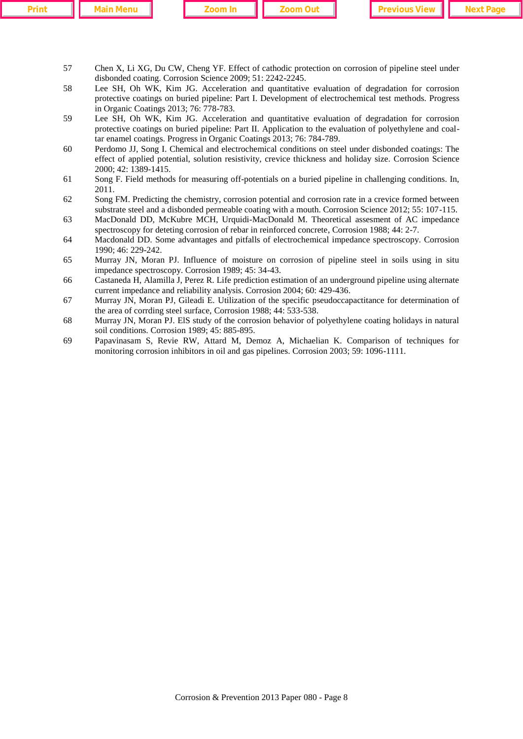57. Chen X, Li XG, Du CW, Cheng YF. Effect of cathodic protection on corrosion of pipeline steel under disbonded coating. Corrosion Science 2009; 51: 2242-2245.
58. Lee SH, Oh WK, Kim JG. Acceleration and quantitative evaluation of degradation for corrosion protective coatings on buried pipeline: Part I. Development of electrochemical test methods. Progress in Organic Coatings 2013; 76: 778-783.
59. Lee SH, Oh WK, Kim JG. Acceleration and quantitative evaluation of degradation for corrosion protective coatings on buried pipeline: Part II. Application to the evaluation of polyethylene and coal-tar enamel coatings. Progress in Organic Coatings 2013; 76: 784-789.
60. Perdomo JJ, Song I. Chemical and electrochemical conditions on steel under disbonded coatings: The effect of applied potential, solution resistivity, crevice thickness and holiday size. Corrosion Science 2000; 42: 1389-1415.
61. Song F. Field methods for measuring off-potentials on a buried pipeline in challenging conditions. In, 2011.
62. Song FM. Predicting the chemistry, corrosion potential and corrosion rate in a crevice formed between substrate steel and a disbonded permeable coating with a mouth. Corrosion Science 2012; 55: 107-115.
63. MacDonald DD, McKubre MCH, Urquidi-MacDonald M. Theoretical assesment of AC impedance spectroscopy for deteting corrosion of rebar in reinforced concrete, Corrosion 1988; 44: 2-7.
64. Macdonald DD. Some advantages and pitfalls of electrochemical impedance spectroscopy. Corrosion 1990; 46: 229-242.
65. Murray JN, Moran PJ. Influence of moisture on corrosion of pipeline steel in soils using in situ impedance spectroscopy. Corrosion 1989; 45: 34-43.
66. Castaneda H, Alamilla J, Perez R. Life prediction estimation of an underground pipeline using alternate current impedance and reliability analysis. Corrosion 2004; 60: 429-436.
67. Murray JN, Moran PJ, Gileadi E. Utilization of the specific pseudoccapactitance for determination of the area of corrding steel surface, Corrosion 1988; 44: 533-538.
68. Murray JN, Moran PJ. EIS study of the corrosion behavior of polyethylene coating holidays in natural soil conditions. Corrosion 1989; 45: 885-895.
69. Papavinasam S, Revie RW, Attard M, Demoz A, Michaelian K. Comparison of techniques for monitoring corrosion inhibitors in oil and gas pipelines. Corrosion 2003; 59: 1096-1111.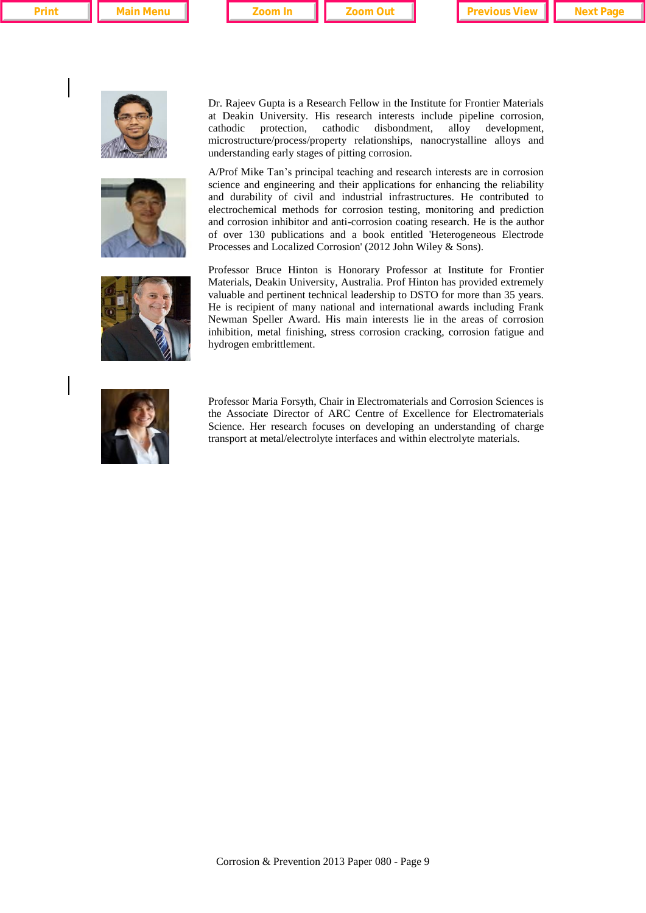Dr. Rajeev Gupta is a Research Fellow in the Institute for Frontier Materials at Deakin University. His research interests include pipeline corrosion, cathodic protection, cathodic disbondment, alloy development, microstructure/process/property relationships, nanocrystalline alloys and understanding early stages of pitting corrosion.

A/Prof Mike Tan's principal teaching and research interests are in corrosion science and engineering and their applications for enhancing the reliability and durability of civil and industrial infrastructures. He contributed to electrochemical methods for corrosion testing, monitoring and prediction and corrosion inhibitor and anti-corrosion coating research. He is the author of over 130 publications and a book entitled 'Heterogeneous Electrode Processes and Localized Corrosion' (2012 John Wiley & Sons).

Professor Bruce Hinton is Honorary Professor at Institute for Frontier Materials, Deakin University, Australia. Prof Hinton has provided extremely valuable and pertinent technical leadership to DSTO for more than 35 years. He is recipient of many national and international awards including Frank Newman Speller Award. His main interests lie in the areas of corrosion inhibition, metal finishing, stress corrosion cracking, corrosion fatigue and hydrogen embrittlement.

Professor Maria Forsyth, Chair in Electromaterials and Corrosion Sciences is the Associate Director of ARC Centre of Excellence for Electromaterials Science. Her research focuses on developing an understanding of charge transport at metal/electrolyte interfaces and within electrolyte materials.